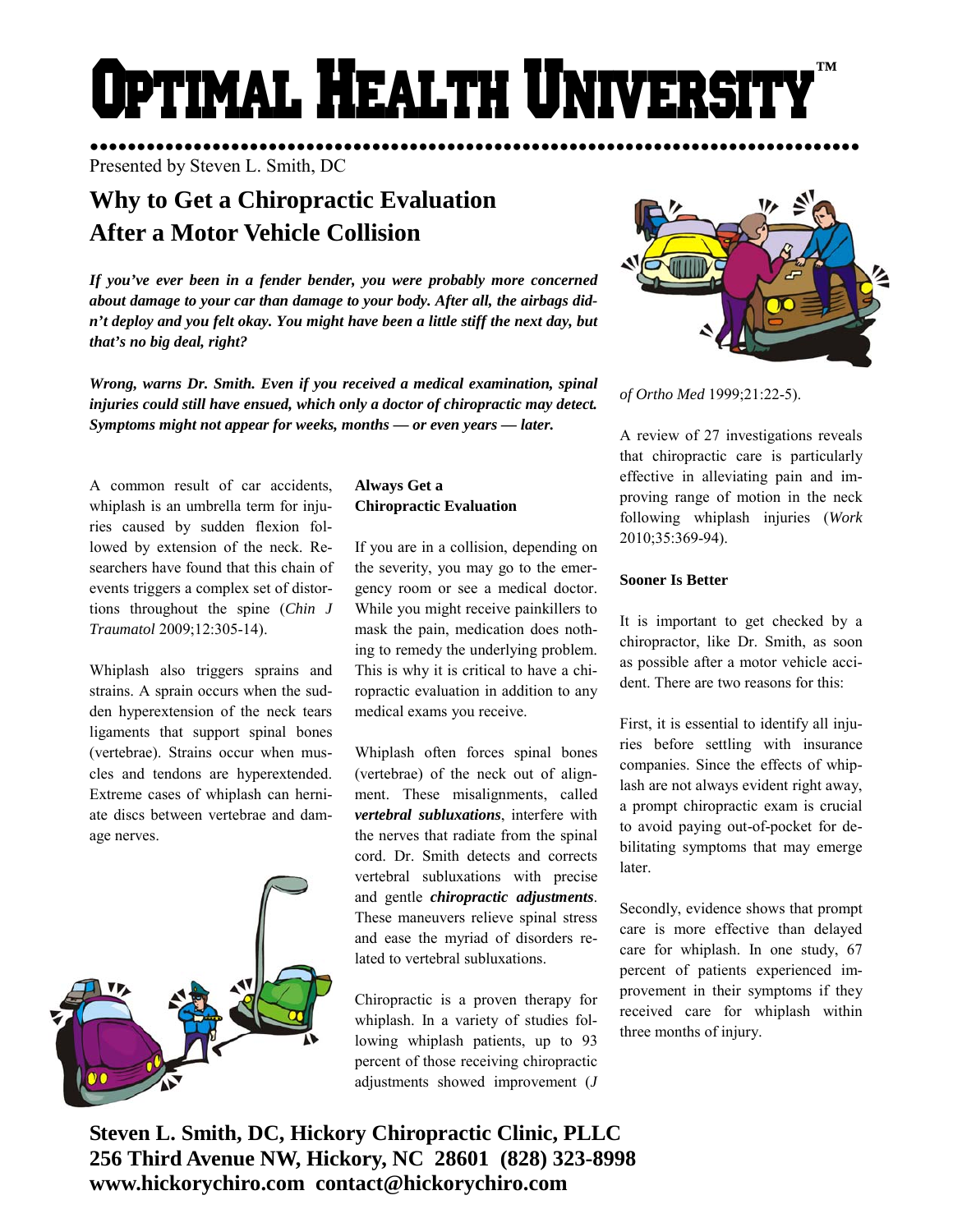# Optimal Health University™

Presented by Steven L. Smith, DC

## Why to Get a Chiropractic Evaluation After a Motor Vehicle Collision

***If you've ever been in a fender bender, you were probably more concerned about damage to your car than damage to your body. After all, the airbags didn't deploy and you felt okay. You might have been a little stiff the next day, but that's no big deal, right?***

***Wrong, warns Dr. Smith. Even if you received a medical examination, spinal injuries could still have ensued, which only a doctor of chiropractic may detect. Symptoms might not appear for weeks, months — or even years — later.***

A common result of car accidents, whiplash is an umbrella term for injuries caused by sudden flexion followed by extension of the neck. Researchers have found that this chain of events triggers a complex set of distortions throughout the spine (*Chin J Traumatol* 2009;12:305-14).

Whiplash also triggers sprains and strains. A sprain occurs when the sudden hyperextension of the neck tears ligaments that support spinal bones (vertebrae). Strains occur when muscles and tendons are hyperextended. Extreme cases of whiplash can herniate discs between vertebrae and damage nerves.

**Always Get a Chiropractic Evaluation**

If you are in a collision, depending on the severity, you may go to the emergency room or see a medical doctor. While you might receive painkillers to mask the pain, medication does nothing to remedy the underlying problem. This is why it is critical to have a chiropractic evaluation in addition to any medical exams you receive.

Whiplash often forces spinal bones (vertebrae) of the neck out of alignment. These misalignments, called ***vertebral subluxations***, interfere with the nerves that radiate from the spinal cord. Dr. Smith detects and corrects vertebral subluxations with precise and gentle ***chiropractic adjustments***. These maneuvers relieve spinal stress and ease the myriad of disorders related to vertebral subluxations.

Chiropractic is a proven therapy for whiplash. In a variety of studies following whiplash patients, up to 93 percent of those receiving chiropractic adjustments showed improvement (*J of Ortho Med* 1999;21:22-5).

A review of 27 investigations reveals that chiropractic care is particularly effective in alleviating pain and improving range of motion in the neck following whiplash injuries (*Work* 2010;35:369-94).

**Sooner Is Better**

It is important to get checked by a chiropractor, like Dr. Smith, as soon as possible after a motor vehicle accident. There are two reasons for this:

First, it is essential to identify all injuries before settling with insurance companies. Since the effects of whiplash are not always evident right away, a prompt chiropractic exam is crucial to avoid paying out-of-pocket for debilitating symptoms that may emerge later.

Secondly, evidence shows that prompt care is more effective than delayed care for whiplash. In one study, 67 percent of patients experienced improvement in their symptoms if they received care for whiplash within three months of injury.

**Steven L. Smith, DC, Hickory Chiropractic Clinic, PLLC**
**256 Third Avenue NW, Hickory, NC 28601 (828) 323-8998**
**www.hickorychiro.com contact@hickorychiro.com**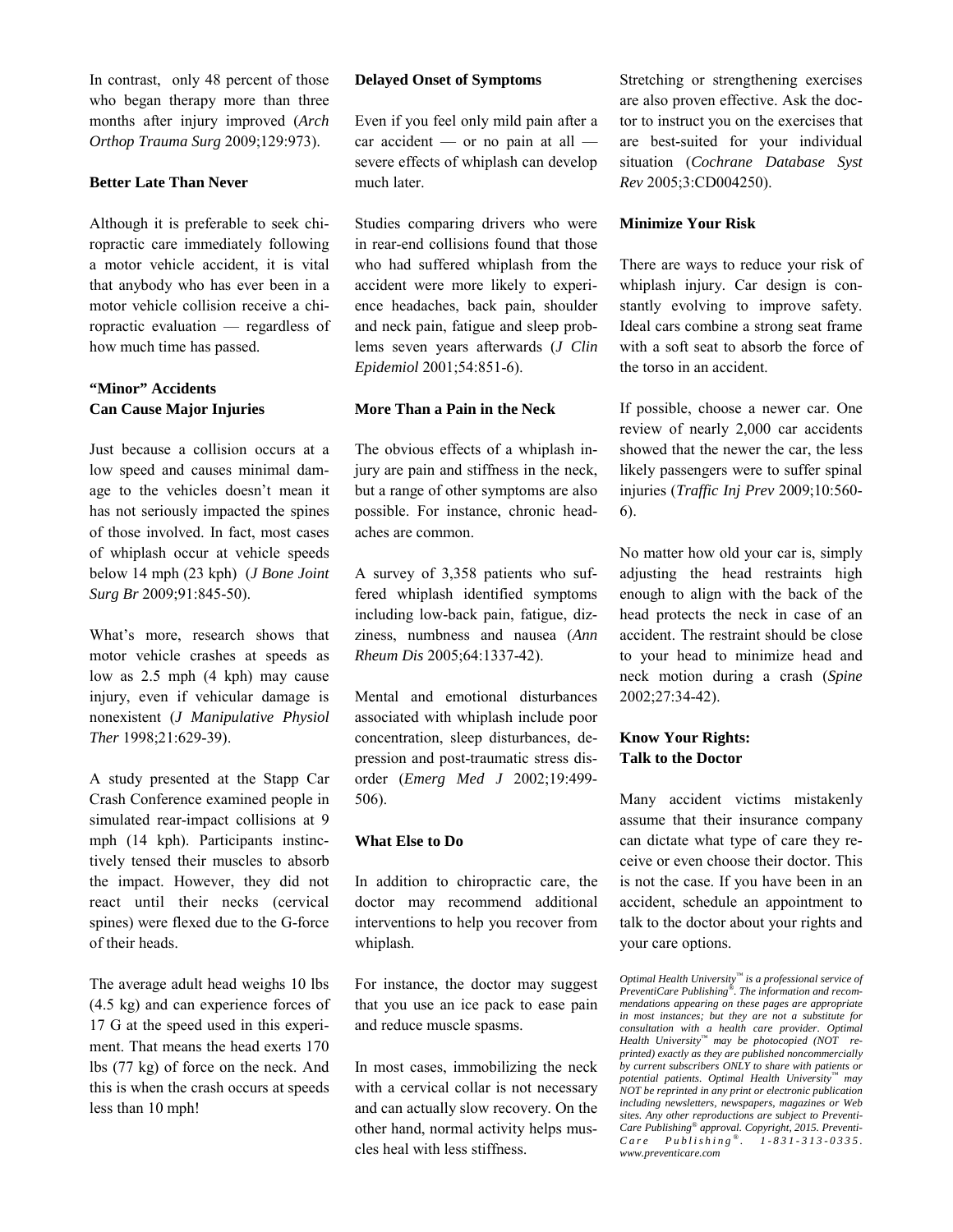In contrast, only 48 percent of those who began therapy more than three months after injury improved (*Arch Orthop Trauma Surg* 2009;129:973).

### Better Late Than Never

Although it is preferable to seek chiropractic care immediately following a motor vehicle accident, it is vital that anybody who has ever been in a motor vehicle collision receive a chiropractic evaluation — regardless of how much time has passed.

### "Minor" Accidents Can Cause Major Injuries

Just because a collision occurs at a low speed and causes minimal damage to the vehicles doesn't mean it has not seriously impacted the spines of those involved. In fact, most cases of whiplash occur at vehicle speeds below 14 mph (23 kph) (*J Bone Joint Surg Br* 2009;91:845-50).

What's more, research shows that motor vehicle crashes at speeds as low as 2.5 mph (4 kph) may cause injury, even if vehicular damage is nonexistent (*J Manipulative Physiol Ther* 1998;21:629-39).

A study presented at the Stapp Car Crash Conference examined people in simulated rear-impact collisions at 9 mph (14 kph). Participants instinctively tensed their muscles to absorb the impact. However, they did not react until their necks (cervical spines) were flexed due to the G-force of their heads.

The average adult head weighs 10 lbs (4.5 kg) and can experience forces of 17 G at the speed used in this experiment. That means the head exerts 170 lbs (77 kg) of force on the neck. And this is when the crash occurs at speeds less than 10 mph!

### Delayed Onset of Symptoms

Even if you feel only mild pain after a car accident — or no pain at all — severe effects of whiplash can develop much later.

Studies comparing drivers who were in rear-end collisions found that those who had suffered whiplash from the accident were more likely to experience headaches, back pain, shoulder and neck pain, fatigue and sleep problems seven years afterwards (*J Clin Epidemiol* 2001;54:851-6).

### More Than a Pain in the Neck

The obvious effects of a whiplash injury are pain and stiffness in the neck, but a range of other symptoms are also possible. For instance, chronic headaches are common.

A survey of 3,358 patients who suffered whiplash identified symptoms including low-back pain, fatigue, dizziness, numbness and nausea (*Ann Rheum Dis* 2005;64:1337-42).

Mental and emotional disturbances associated with whiplash include poor concentration, sleep disturbances, depression and post-traumatic stress disorder (*Emerg Med J* 2002;19:499-506).

### What Else to Do

In addition to chiropractic care, the doctor may recommend additional interventions to help you recover from whiplash.

For instance, the doctor may suggest that you use an ice pack to ease pain and reduce muscle spasms.

In most cases, immobilizing the neck with a cervical collar is not necessary and can actually slow recovery. On the other hand, normal activity helps muscles heal with less stiffness.

Stretching or strengthening exercises are also proven effective. Ask the doctor to instruct you on the exercises that are best-suited for your individual situation (*Cochrane Database Syst Rev* 2005;3:CD004250).

### Minimize Your Risk

There are ways to reduce your risk of whiplash injury. Car design is constantly evolving to improve safety. Ideal cars combine a strong seat frame with a soft seat to absorb the force of the torso in an accident.

If possible, choose a newer car. One review of nearly 2,000 car accidents showed that the newer the car, the less likely passengers were to suffer spinal injuries (*Traffic Inj Prev* 2009;10:560-6).

No matter how old your car is, simply adjusting the head restraints high enough to align with the back of the head protects the neck in case of an accident. The restraint should be close to your head to minimize head and neck motion during a crash (*Spine* 2002;27:34-42).

### Know Your Rights: Talk to the Doctor

Many accident victims mistakenly assume that their insurance company can dictate what type of care they receive or even choose their doctor. This is not the case. If you have been in an accident, schedule an appointment to talk to the doctor about your rights and your care options.

*Optimal Health University™ is a professional service of PreventiCare Publishing®. The information and recommendations appearing on these pages are appropriate in most instances; but they are not a substitute for consultation with a health care provider. Optimal Health University™ may be photocopied (NOT reprinted) exactly as they are published noncommercially by current subscribers ONLY to share with patients or potential patients. Optimal Health University™ may NOT be reprinted in any print or electronic publication including newsletters, newspapers, magazines or Web sites. Any other reproductions are subject to PreventiCare Publishing® approval. Copyright, 2015. PreventiCare Publishing®. 1-831-313-0335. www.preventicare.com*